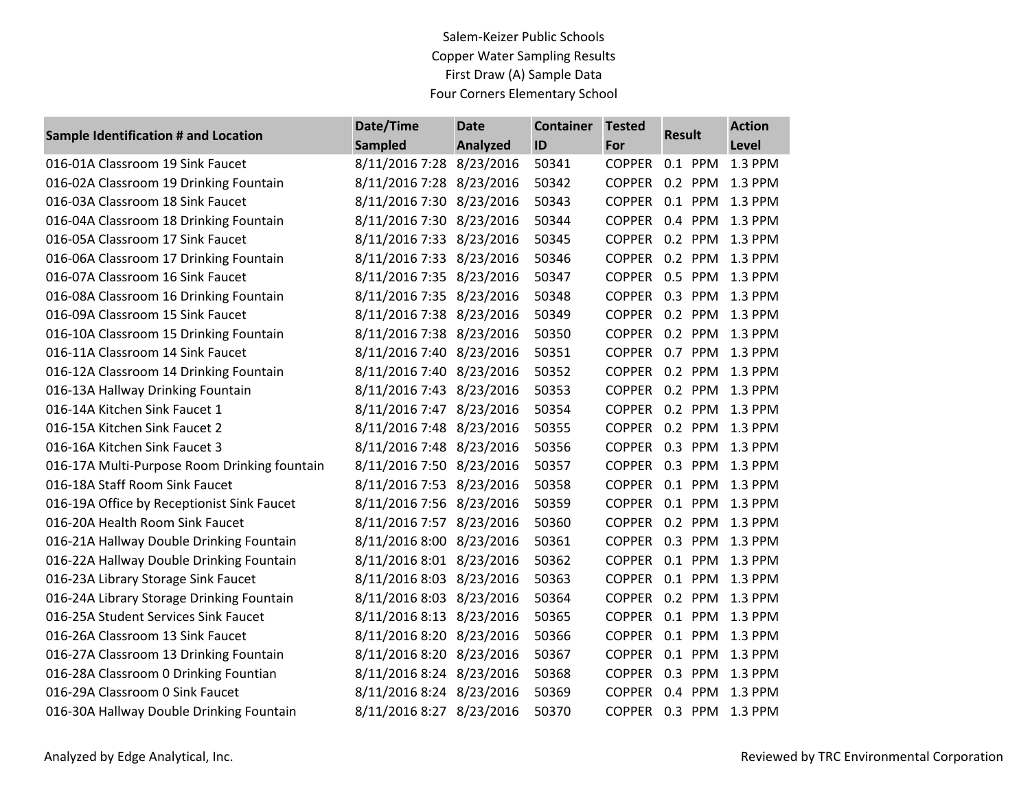Salem-Keizer Public Schools
Copper Water Sampling Results
First Draw (A) Sample Data
Four Corners Elementary School

| Sample Identification # and Location | Date/Time Sampled | Date Analyzed | Container ID | Tested For | Result | Action Level |
|---|---|---|---|---|---|---|
| 016-01A Classroom 19 Sink Faucet | 8/11/2016 7:28 | 8/23/2016 | 50341 | COPPER | 0.1 PPM | 1.3 PPM |
| 016-02A Classroom 19 Drinking Fountain | 8/11/2016 7:28 | 8/23/2016 | 50342 | COPPER | 0.2 PPM | 1.3 PPM |
| 016-03A Classroom 18 Sink Faucet | 8/11/2016 7:30 | 8/23/2016 | 50343 | COPPER | 0.1 PPM | 1.3 PPM |
| 016-04A Classroom 18 Drinking Fountain | 8/11/2016 7:30 | 8/23/2016 | 50344 | COPPER | 0.4 PPM | 1.3 PPM |
| 016-05A Classroom 17 Sink Faucet | 8/11/2016 7:33 | 8/23/2016 | 50345 | COPPER | 0.2 PPM | 1.3 PPM |
| 016-06A Classroom 17 Drinking Fountain | 8/11/2016 7:33 | 8/23/2016 | 50346 | COPPER | 0.2 PPM | 1.3 PPM |
| 016-07A Classroom 16 Sink Faucet | 8/11/2016 7:35 | 8/23/2016 | 50347 | COPPER | 0.5 PPM | 1.3 PPM |
| 016-08A Classroom 16 Drinking Fountain | 8/11/2016 7:35 | 8/23/2016 | 50348 | COPPER | 0.3 PPM | 1.3 PPM |
| 016-09A Classroom 15 Sink Faucet | 8/11/2016 7:38 | 8/23/2016 | 50349 | COPPER | 0.2 PPM | 1.3 PPM |
| 016-10A Classroom 15 Drinking Fountain | 8/11/2016 7:38 | 8/23/2016 | 50350 | COPPER | 0.2 PPM | 1.3 PPM |
| 016-11A Classroom 14 Sink Faucet | 8/11/2016 7:40 | 8/23/2016 | 50351 | COPPER | 0.7 PPM | 1.3 PPM |
| 016-12A Classroom 14 Drinking Fountain | 8/11/2016 7:40 | 8/23/2016 | 50352 | COPPER | 0.2 PPM | 1.3 PPM |
| 016-13A Hallway Drinking Fountain | 8/11/2016 7:43 | 8/23/2016 | 50353 | COPPER | 0.2 PPM | 1.3 PPM |
| 016-14A Kitchen Sink Faucet 1 | 8/11/2016 7:47 | 8/23/2016 | 50354 | COPPER | 0.2 PPM | 1.3 PPM |
| 016-15A Kitchen Sink Faucet 2 | 8/11/2016 7:48 | 8/23/2016 | 50355 | COPPER | 0.2 PPM | 1.3 PPM |
| 016-16A Kitchen Sink Faucet 3 | 8/11/2016 7:48 | 8/23/2016 | 50356 | COPPER | 0.3 PPM | 1.3 PPM |
| 016-17A Multi-Purpose Room Drinking fountain | 8/11/2016 7:50 | 8/23/2016 | 50357 | COPPER | 0.3 PPM | 1.3 PPM |
| 016-18A Staff Room Sink Faucet | 8/11/2016 7:53 | 8/23/2016 | 50358 | COPPER | 0.1 PPM | 1.3 PPM |
| 016-19A Office by Receptionist Sink Faucet | 8/11/2016 7:56 | 8/23/2016 | 50359 | COPPER | 0.1 PPM | 1.3 PPM |
| 016-20A Health Room Sink Faucet | 8/11/2016 7:57 | 8/23/2016 | 50360 | COPPER | 0.2 PPM | 1.3 PPM |
| 016-21A Hallway Double Drinking Fountain | 8/11/2016 8:00 | 8/23/2016 | 50361 | COPPER | 0.3 PPM | 1.3 PPM |
| 016-22A Hallway Double Drinking Fountain | 8/11/2016 8:01 | 8/23/2016 | 50362 | COPPER | 0.1 PPM | 1.3 PPM |
| 016-23A Library Storage Sink Faucet | 8/11/2016 8:03 | 8/23/2016 | 50363 | COPPER | 0.1 PPM | 1.3 PPM |
| 016-24A Library Storage Drinking Fountain | 8/11/2016 8:03 | 8/23/2016 | 50364 | COPPER | 0.2 PPM | 1.3 PPM |
| 016-25A Student Services Sink Faucet | 8/11/2016 8:13 | 8/23/2016 | 50365 | COPPER | 0.1 PPM | 1.3 PPM |
| 016-26A Classroom 13 Sink Faucet | 8/11/2016 8:20 | 8/23/2016 | 50366 | COPPER | 0.1 PPM | 1.3 PPM |
| 016-27A Classroom 13 Drinking Fountain | 8/11/2016 8:20 | 8/23/2016 | 50367 | COPPER | 0.1 PPM | 1.3 PPM |
| 016-28A Classroom 0 Drinking Fountian | 8/11/2016 8:24 | 8/23/2016 | 50368 | COPPER | 0.3 PPM | 1.3 PPM |
| 016-29A Classroom 0 Sink Faucet | 8/11/2016 8:24 | 8/23/2016 | 50369 | COPPER | 0.4 PPM | 1.3 PPM |
| 016-30A Hallway Double Drinking Fountain | 8/11/2016 8:27 | 8/23/2016 | 50370 | COPPER | 0.3 PPM | 1.3 PPM |

Analyzed by Edge Analytical, Inc.

Reviewed by TRC Environmental Corporation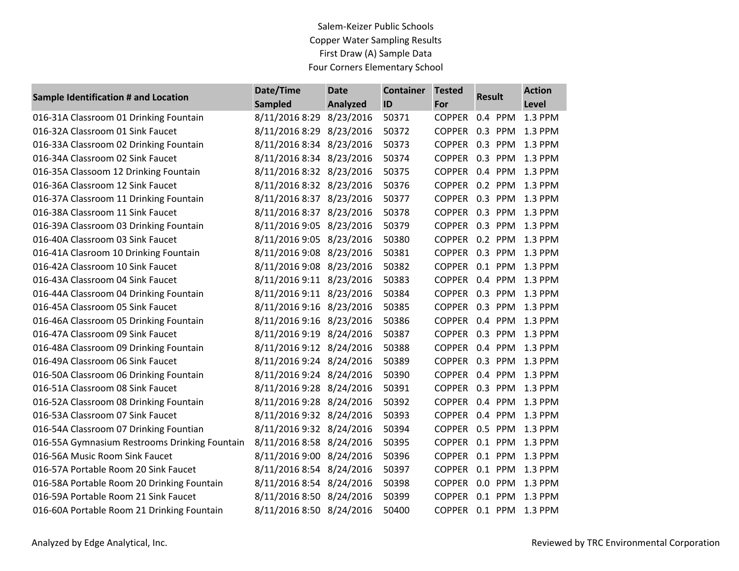Salem-Keizer Public Schools
Copper Water Sampling Results
First Draw (A) Sample Data
Four Corners Elementary School

| Sample Identification # and Location | Date/Time Sampled | Date Analyzed | Container ID | Tested For | Result | Action Level |
|---|---|---|---|---|---|---|
| 016-31A Classroom 01 Drinking Fountain | 8/11/2016 8:29 | 8/23/2016 | 50371 | COPPER | 0.4 PPM | 1.3 PPM |
| 016-32A Classroom 01 Sink Faucet | 8/11/2016 8:29 | 8/23/2016 | 50372 | COPPER | 0.3 PPM | 1.3 PPM |
| 016-33A Classroom 02 Drinking Fountain | 8/11/2016 8:34 | 8/23/2016 | 50373 | COPPER | 0.3 PPM | 1.3 PPM |
| 016-34A Classroom 02 Sink Faucet | 8/11/2016 8:34 | 8/23/2016 | 50374 | COPPER | 0.3 PPM | 1.3 PPM |
| 016-35A Classoom 12 Drinking Fountain | 8/11/2016 8:32 | 8/23/2016 | 50375 | COPPER | 0.4 PPM | 1.3 PPM |
| 016-36A Classroom 12 Sink Faucet | 8/11/2016 8:32 | 8/23/2016 | 50376 | COPPER | 0.2 PPM | 1.3 PPM |
| 016-37A Classroom 11 Drinking Fountain | 8/11/2016 8:37 | 8/23/2016 | 50377 | COPPER | 0.3 PPM | 1.3 PPM |
| 016-38A Classroom 11 Sink Faucet | 8/11/2016 8:37 | 8/23/2016 | 50378 | COPPER | 0.3 PPM | 1.3 PPM |
| 016-39A Classroom 03 Drinking Fountain | 8/11/2016 9:05 | 8/23/2016 | 50379 | COPPER | 0.3 PPM | 1.3 PPM |
| 016-40A Classroom 03 Sink Faucet | 8/11/2016 9:05 | 8/23/2016 | 50380 | COPPER | 0.2 PPM | 1.3 PPM |
| 016-41A Clasroom 10 Drinking Fountain | 8/11/2016 9:08 | 8/23/2016 | 50381 | COPPER | 0.3 PPM | 1.3 PPM |
| 016-42A Classroom 10 Sink Faucet | 8/11/2016 9:08 | 8/23/2016 | 50382 | COPPER | 0.1 PPM | 1.3 PPM |
| 016-43A Classroom 04 Sink Faucet | 8/11/2016 9:11 | 8/23/2016 | 50383 | COPPER | 0.4 PPM | 1.3 PPM |
| 016-44A Classroom 04 Drinking Fountain | 8/11/2016 9:11 | 8/23/2016 | 50384 | COPPER | 0.3 PPM | 1.3 PPM |
| 016-45A Classroom 05 Sink Faucet | 8/11/2016 9:16 | 8/23/2016 | 50385 | COPPER | 0.3 PPM | 1.3 PPM |
| 016-46A Classroom 05 Drinking Fountain | 8/11/2016 9:16 | 8/23/2016 | 50386 | COPPER | 0.4 PPM | 1.3 PPM |
| 016-47A Classroom 09 Sink Faucet | 8/11/2016 9:19 | 8/24/2016 | 50387 | COPPER | 0.3 PPM | 1.3 PPM |
| 016-48A Classroom 09 Drinking Fountain | 8/11/2016 9:12 | 8/24/2016 | 50388 | COPPER | 0.4 PPM | 1.3 PPM |
| 016-49A Classroom 06 Sink Faucet | 8/11/2016 9:24 | 8/24/2016 | 50389 | COPPER | 0.3 PPM | 1.3 PPM |
| 016-50A Classroom 06 Drinking Fountain | 8/11/2016 9:24 | 8/24/2016 | 50390 | COPPER | 0.4 PPM | 1.3 PPM |
| 016-51A Classroom 08 Sink Faucet | 8/11/2016 9:28 | 8/24/2016 | 50391 | COPPER | 0.3 PPM | 1.3 PPM |
| 016-52A Classroom 08 Drinking Fountain | 8/11/2016 9:28 | 8/24/2016 | 50392 | COPPER | 0.4 PPM | 1.3 PPM |
| 016-53A Classroom 07 Sink Faucet | 8/11/2016 9:32 | 8/24/2016 | 50393 | COPPER | 0.4 PPM | 1.3 PPM |
| 016-54A Classroom 07 Drinking Fountian | 8/11/2016 9:32 | 8/24/2016 | 50394 | COPPER | 0.5 PPM | 1.3 PPM |
| 016-55A Gymnasium Restrooms Drinking Fountain | 8/11/2016 8:58 | 8/24/2016 | 50395 | COPPER | 0.1 PPM | 1.3 PPM |
| 016-56A Music Room Sink Faucet | 8/11/2016 9:00 | 8/24/2016 | 50396 | COPPER | 0.1 PPM | 1.3 PPM |
| 016-57A Portable Room 20 Sink Faucet | 8/11/2016 8:54 | 8/24/2016 | 50397 | COPPER | 0.1 PPM | 1.3 PPM |
| 016-58A Portable Room 20 Drinking Fountain | 8/11/2016 8:54 | 8/24/2016 | 50398 | COPPER | 0.0 PPM | 1.3 PPM |
| 016-59A Portable Room 21 Sink Faucet | 8/11/2016 8:50 | 8/24/2016 | 50399 | COPPER | 0.1 PPM | 1.3 PPM |
| 016-60A Portable Room 21 Drinking Fountain | 8/11/2016 8:50 | 8/24/2016 | 50400 | COPPER | 0.1 PPM | 1.3 PPM |

Analyzed by Edge Analytical, Inc.

Reviewed by TRC Environmental Corporation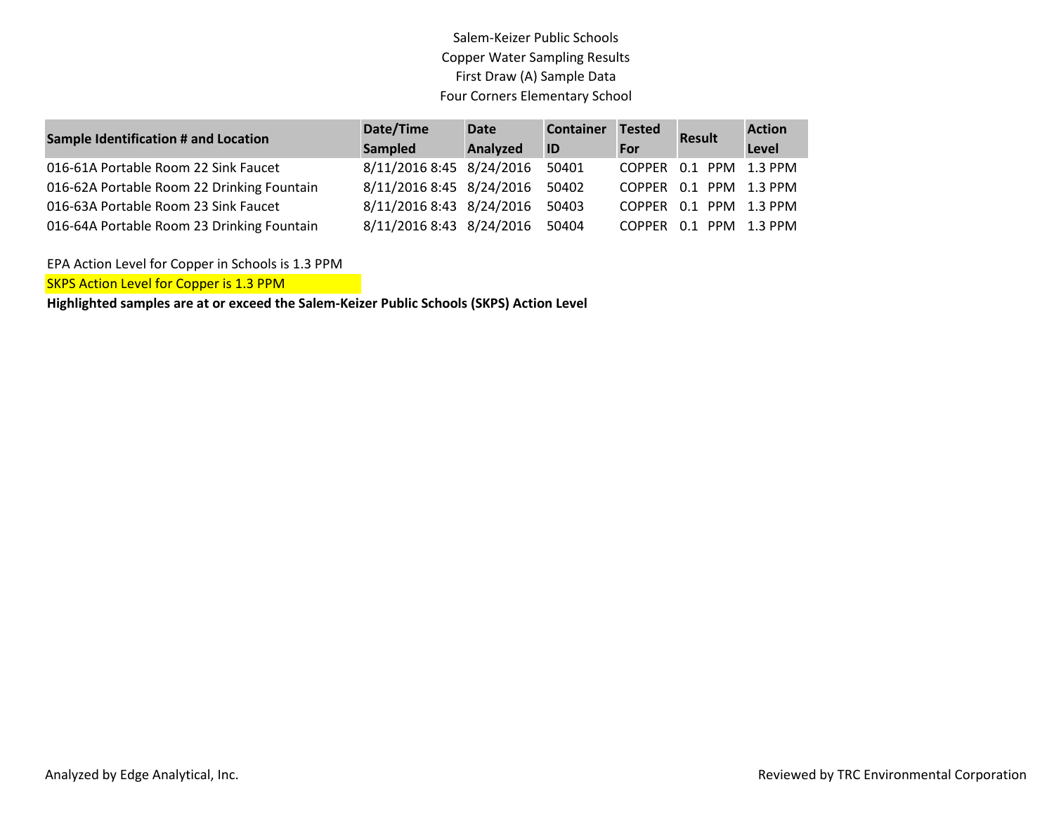Salem-Keizer Public Schools
Copper Water Sampling Results
First Draw (A) Sample Data
Four Corners Elementary School

| Sample Identification # and Location | Date/Time Sampled | Date Analyzed | Container ID | Tested For | Result | Action Level |
|---|---|---|---|---|---|---|
| 016-61A Portable Room 22 Sink Faucet | 8/11/2016 8:45 | 8/24/2016 | 50401 | COPPER | 0.1 PPM | 1.3 PPM |
| 016-62A Portable Room 22 Drinking Fountain | 8/11/2016 8:45 | 8/24/2016 | 50402 | COPPER | 0.1 PPM | 1.3 PPM |
| 016-63A Portable Room 23 Sink Faucet | 8/11/2016 8:43 | 8/24/2016 | 50403 | COPPER | 0.1 PPM | 1.3 PPM |
| 016-64A Portable Room 23 Drinking Fountain | 8/11/2016 8:43 | 8/24/2016 | 50404 | COPPER | 0.1 PPM | 1.3 PPM |

EPA Action Level for Copper in Schools is 1.3 PPM

SKPS Action Level for Copper is 1.3 PPM

**Highlighted samples are at or exceed the Salem-Keizer Public Schools (SKPS) Action Level**

Analyzed by Edge Analytical, Inc.

Reviewed by TRC Environmental Corporation